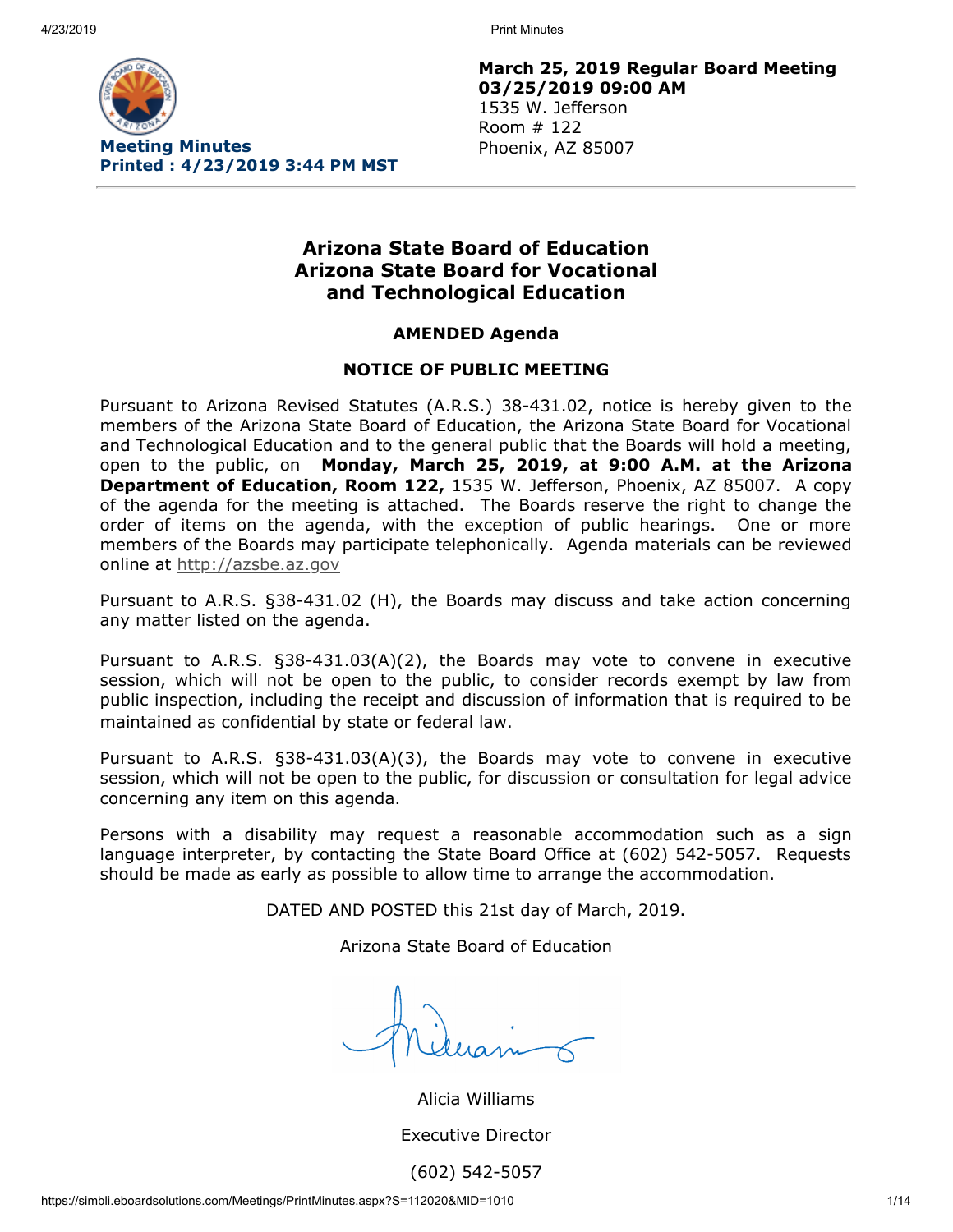**Meeting Minutes**
**Printed : 4/23/2019 3:44 PM MST**

**March 25, 2019 Regular Board Meeting**
**03/25/2019 09:00 AM**
1535 W. Jefferson
Room # 122
Phoenix, AZ 85007

# Arizona State Board of Education Arizona State Board for Vocational and Technological Education

## AMENDED Agenda

## NOTICE OF PUBLIC MEETING

Pursuant to Arizona Revised Statutes (A.R.S.) 38-431.02, notice is hereby given to the members of the Arizona State Board of Education, the Arizona State Board for Vocational and Technological Education and to the general public that the Boards will hold a meeting, open to the public, on **Monday, March 25, 2019, at 9:00 A.M. at the Arizona Department of Education, Room 122,** 1535 W. Jefferson, Phoenix, AZ 85007. A copy of the agenda for the meeting is attached. The Boards reserve the right to change the order of items on the agenda, with the exception of public hearings. One or more members of the Boards may participate telephonically. Agenda materials can be reviewed online at http://azsbe.az.gov

Pursuant to A.R.S. §38-431.02 (H), the Boards may discuss and take action concerning any matter listed on the agenda.

Pursuant to A.R.S. §38-431.03(A)(2), the Boards may vote to convene in executive session, which will not be open to the public, to consider records exempt by law from public inspection, including the receipt and discussion of information that is required to be maintained as confidential by state or federal law.

Pursuant to A.R.S. §38-431.03(A)(3), the Boards may vote to convene in executive session, which will not be open to the public, for discussion or consultation for legal advice concerning any item on this agenda.

Persons with a disability may request a reasonable accommodation such as a sign language interpreter, by contacting the State Board Office at (602) 542-5057. Requests should be made as early as possible to allow time to arrange the accommodation.

DATED AND POSTED this 21st day of March, 2019.

Arizona State Board of Education

Alicia Williams

Executive Director

(602) 542-5057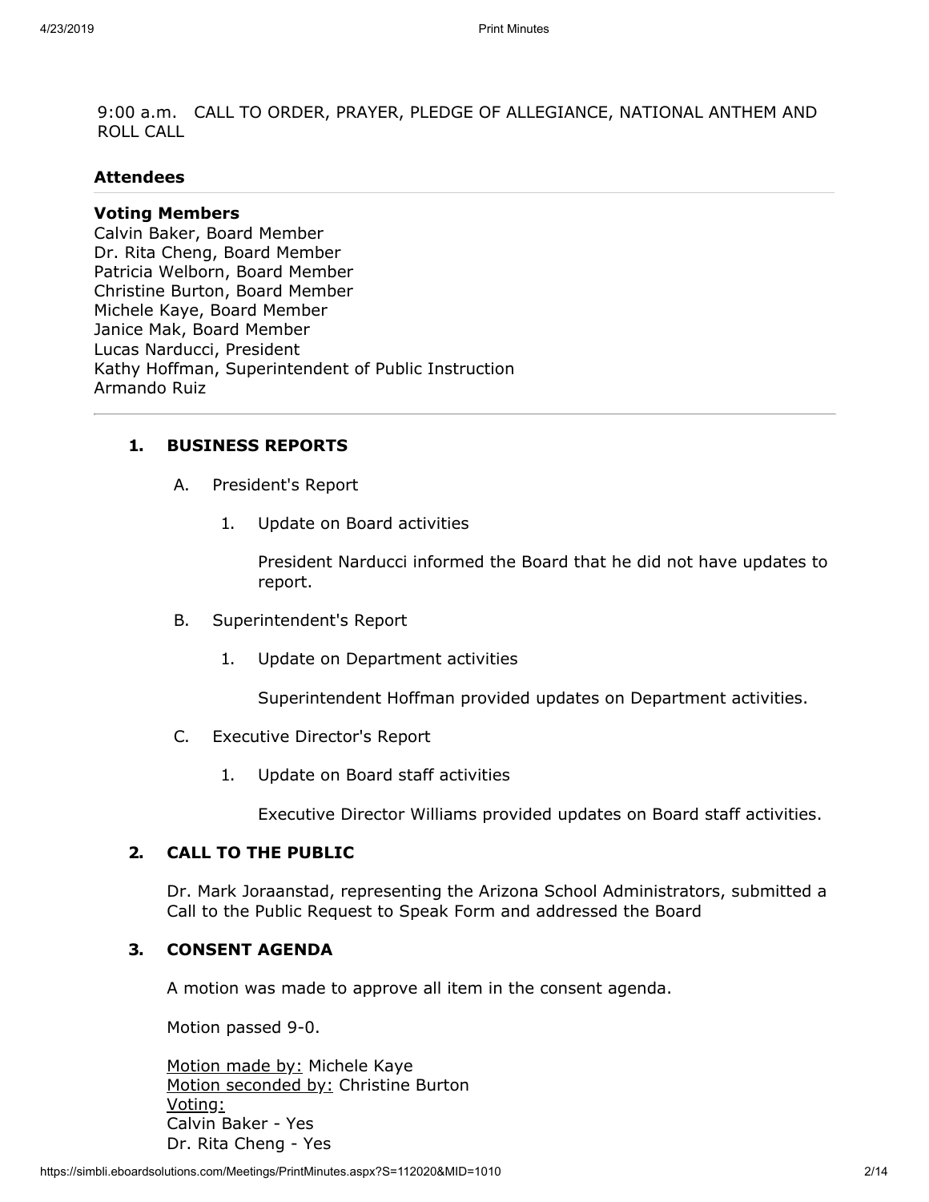9:00 a.m. CALL TO ORDER, PRAYER, PLEDGE OF ALLEGIANCE, NATIONAL ANTHEM AND ROLL CALL

### Attendees

**Voting Members**
Calvin Baker, Board Member
Dr. Rita Cheng, Board Member
Patricia Welborn, Board Member
Christine Burton, Board Member
Michele Kaye, Board Member
Janice Mak, Board Member
Lucas Narducci, President
Kathy Hoffman, Superintendent of Public Instruction
Armando Ruiz

---

**1. BUSINESS REPORTS**

A. President's Report

1. Update on Board activities

   President Narducci informed the Board that he did not have updates to report.

B. Superintendent's Report

1. Update on Department activities

   Superintendent Hoffman provided updates on Department activities.

C. Executive Director's Report

1. Update on Board staff activities

   Executive Director Williams provided updates on Board staff activities.

**2. CALL TO THE PUBLIC**

Dr. Mark Joraanstad, representing the Arizona School Administrators, submitted a Call to the Public Request to Speak Form and addressed the Board

**3. CONSENT AGENDA**

A motion was made to approve all item in the consent agenda.

Motion passed 9-0.

Motion made by: Michele Kaye
Motion seconded by: Christine Burton
Voting:
Calvin Baker - Yes
Dr. Rita Cheng - Yes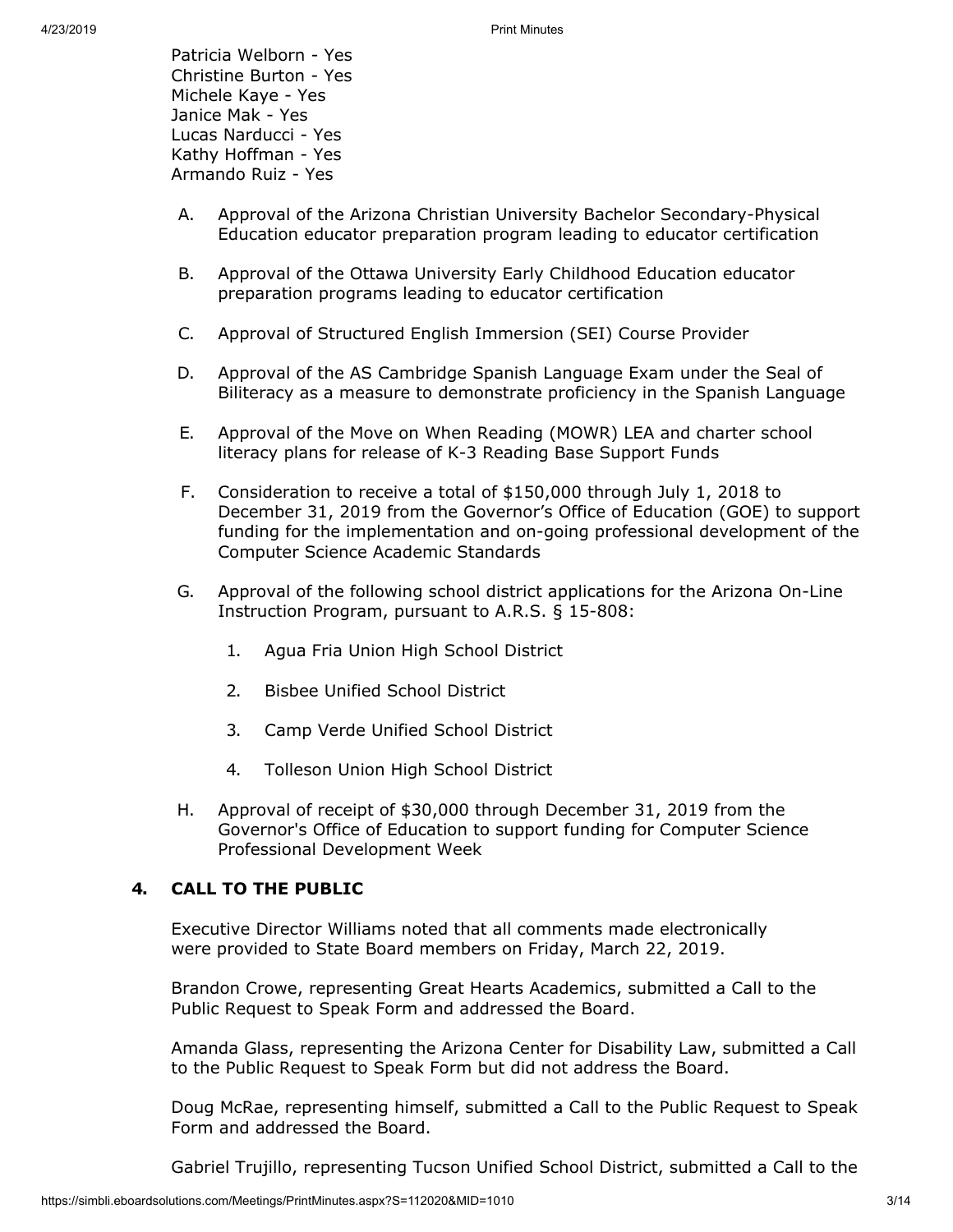Patricia Welborn - Yes
Christine Burton - Yes
Michele Kaye - Yes
Janice Mak - Yes
Lucas Narducci - Yes
Kathy Hoffman - Yes
Armando Ruiz - Yes

A. Approval of the Arizona Christian University Bachelor Secondary-Physical Education educator preparation program leading to educator certification

B. Approval of the Ottawa University Early Childhood Education educator preparation programs leading to educator certification

C. Approval of Structured English Immersion (SEI) Course Provider

D. Approval of the AS Cambridge Spanish Language Exam under the Seal of Biliteracy as a measure to demonstrate proficiency in the Spanish Language

E. Approval of the Move on When Reading (MOWR) LEA and charter school literacy plans for release of K-3 Reading Base Support Funds

F. Consideration to receive a total of $150,000 through July 1, 2018 to December 31, 2019 from the Governor's Office of Education (GOE) to support funding for the implementation and on-going professional development of the Computer Science Academic Standards

G. Approval of the following school district applications for the Arizona On-Line Instruction Program, pursuant to A.R.S. § 15-808:

1. Agua Fria Union High School District
2. Bisbee Unified School District
3. Camp Verde Unified School District
4. Tolleson Union High School District

H. Approval of receipt of $30,000 through December 31, 2019 from the Governor's Office of Education to support funding for Computer Science Professional Development Week

## 4. CALL TO THE PUBLIC

Executive Director Williams noted that all comments made electronically were provided to State Board members on Friday, March 22, 2019.

Brandon Crowe, representing Great Hearts Academics, submitted a Call to the Public Request to Speak Form and addressed the Board.

Amanda Glass, representing the Arizona Center for Disability Law, submitted a Call to the Public Request to Speak Form but did not address the Board.

Doug McRae, representing himself, submitted a Call to the Public Request to Speak Form and addressed the Board.

Gabriel Trujillo, representing Tucson Unified School District, submitted a Call to the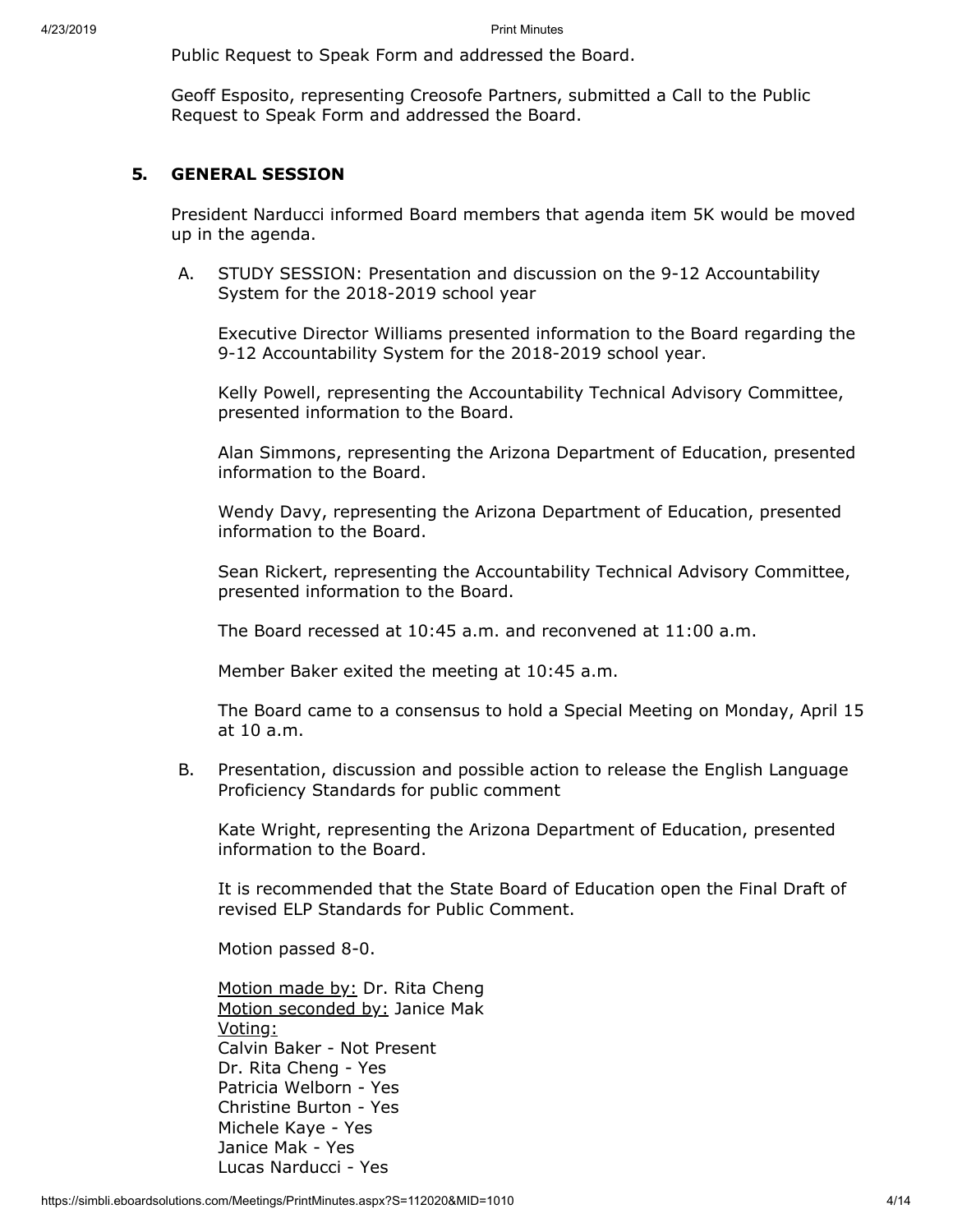Public Request to Speak Form and addressed the Board.

Geoff Esposito, representing Creosofe Partners, submitted a Call to the Public Request to Speak Form and addressed the Board.

## 5. GENERAL SESSION

President Narducci informed Board members that agenda item 5K would be moved up in the agenda.

A. STUDY SESSION: Presentation and discussion on the 9-12 Accountability System for the 2018-2019 school year

Executive Director Williams presented information to the Board regarding the 9-12 Accountability System for the 2018-2019 school year.

Kelly Powell, representing the Accountability Technical Advisory Committee, presented information to the Board.

Alan Simmons, representing the Arizona Department of Education, presented information to the Board.

Wendy Davy, representing the Arizona Department of Education, presented information to the Board.

Sean Rickert, representing the Accountability Technical Advisory Committee, presented information to the Board.

The Board recessed at 10:45 a.m. and reconvened at 11:00 a.m.

Member Baker exited the meeting at 10:45 a.m.

The Board came to a consensus to hold a Special Meeting on Monday, April 15 at 10 a.m.

B. Presentation, discussion and possible action to release the English Language Proficiency Standards for public comment

Kate Wright, representing the Arizona Department of Education, presented information to the Board.

It is recommended that the State Board of Education open the Final Draft of revised ELP Standards for Public Comment.

Motion passed 8-0.

Motion made by: Dr. Rita Cheng
Motion seconded by: Janice Mak
Voting:
Calvin Baker - Not Present
Dr. Rita Cheng - Yes
Patricia Welborn - Yes
Christine Burton - Yes
Michele Kaye - Yes
Janice Mak - Yes
Lucas Narducci - Yes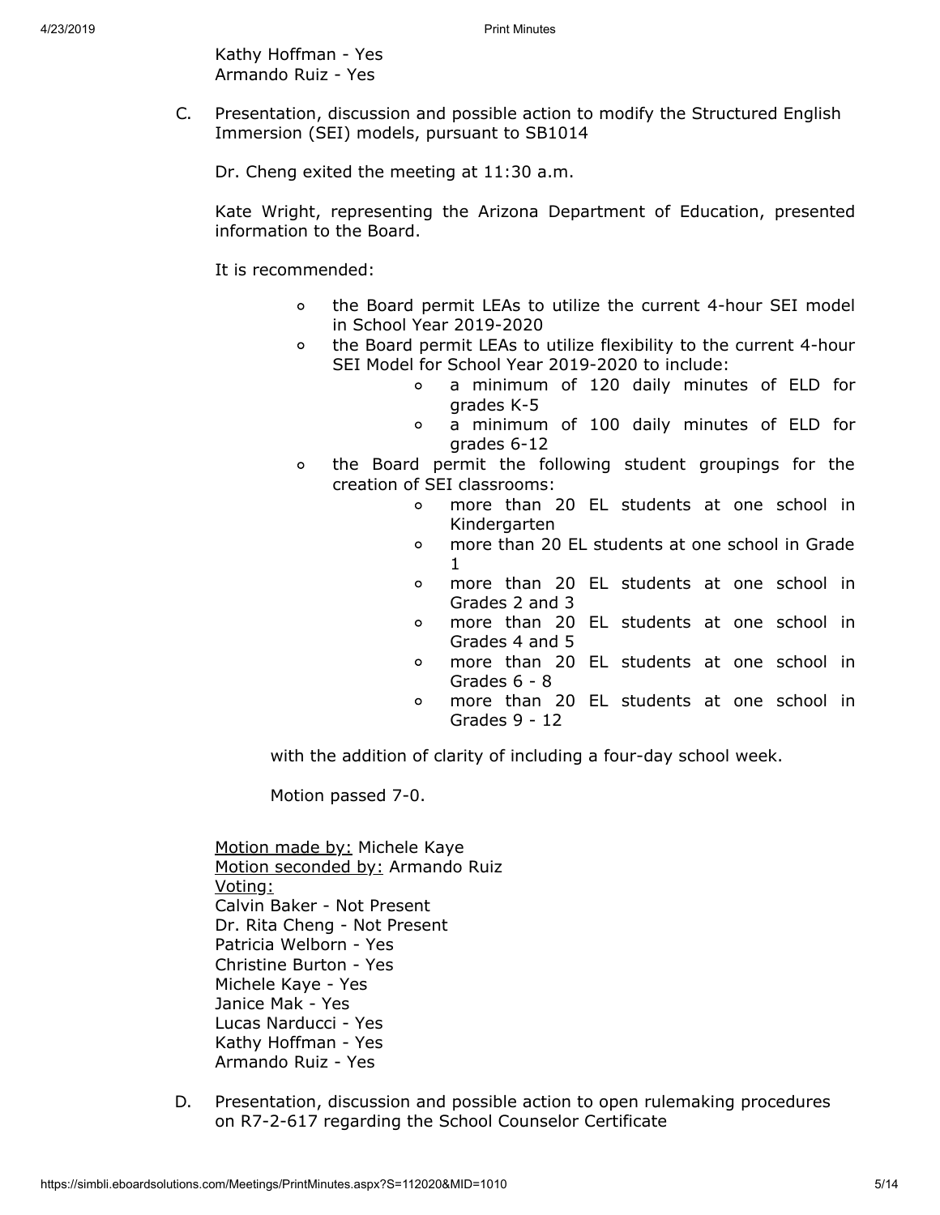Kathy Hoffman - Yes
Armando Ruiz - Yes

C. Presentation, discussion and possible action to modify the Structured English Immersion (SEI) models, pursuant to SB1014

Dr. Cheng exited the meeting at 11:30 a.m.

Kate Wright, representing the Arizona Department of Education, presented information to the Board.

It is recommended:

- the Board permit LEAs to utilize the current 4-hour SEI model in School Year 2019-2020
- the Board permit LEAs to utilize flexibility to the current 4-hour SEI Model for School Year 2019-2020 to include:
  - a minimum of 120 daily minutes of ELD for grades K-5
  - a minimum of 100 daily minutes of ELD for grades 6-12
- the Board permit the following student groupings for the creation of SEI classrooms:
  - more than 20 EL students at one school in Kindergarten
  - more than 20 EL students at one school in Grade 1
  - more than 20 EL students at one school in Grades 2 and 3
  - more than 20 EL students at one school in Grades 4 and 5
  - more than 20 EL students at one school in Grades 6 - 8
  - more than 20 EL students at one school in Grades 9 - 12

with the addition of clarity of including a four-day school week.

Motion passed 7-0.

Motion made by: Michele Kaye
Motion seconded by: Armando Ruiz
Voting:
Calvin Baker - Not Present
Dr. Rita Cheng - Not Present
Patricia Welborn - Yes
Christine Burton - Yes
Michele Kaye - Yes
Janice Mak - Yes
Lucas Narducci - Yes
Kathy Hoffman - Yes
Armando Ruiz - Yes

D. Presentation, discussion and possible action to open rulemaking procedures on R7-2-617 regarding the School Counselor Certificate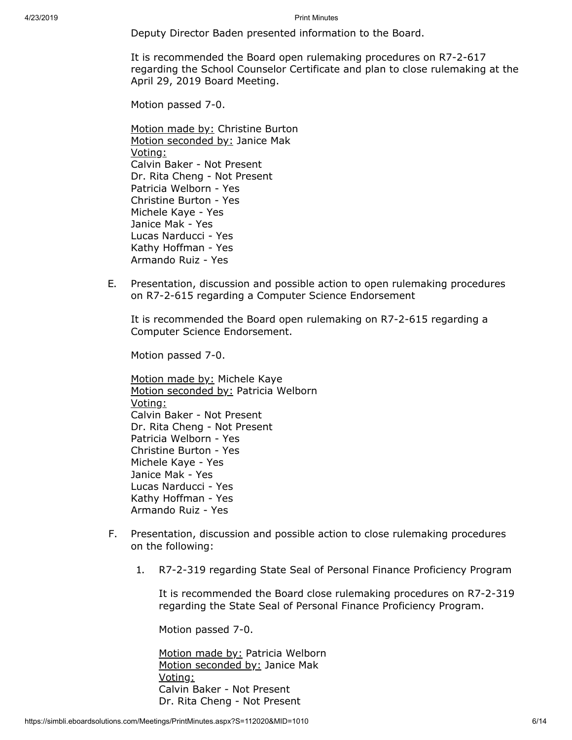Deputy Director Baden presented information to the Board.

It is recommended the Board open rulemaking procedures on R7-2-617 regarding the School Counselor Certificate and plan to close rulemaking at the April 29, 2019 Board Meeting.

Motion passed 7-0.

Motion made by: Christine Burton
Motion seconded by: Janice Mak
Voting:
Calvin Baker - Not Present
Dr. Rita Cheng - Not Present
Patricia Welborn - Yes
Christine Burton - Yes
Michele Kaye - Yes
Janice Mak - Yes
Lucas Narducci - Yes
Kathy Hoffman - Yes
Armando Ruiz - Yes

E. Presentation, discussion and possible action to open rulemaking procedures on R7-2-615 regarding a Computer Science Endorsement

It is recommended the Board open rulemaking on R7-2-615 regarding a Computer Science Endorsement.

Motion passed 7-0.

Motion made by: Michele Kaye
Motion seconded by: Patricia Welborn
Voting:
Calvin Baker - Not Present
Dr. Rita Cheng - Not Present
Patricia Welborn - Yes
Christine Burton - Yes
Michele Kaye - Yes
Janice Mak - Yes
Lucas Narducci - Yes
Kathy Hoffman - Yes
Armando Ruiz - Yes

F. Presentation, discussion and possible action to close rulemaking procedures on the following:

1. R7-2-319 regarding State Seal of Personal Finance Proficiency Program

It is recommended the Board close rulemaking procedures on R7-2-319 regarding the State Seal of Personal Finance Proficiency Program.

Motion passed 7-0.

Motion made by: Patricia Welborn
Motion seconded by: Janice Mak
Voting:
Calvin Baker - Not Present
Dr. Rita Cheng - Not Present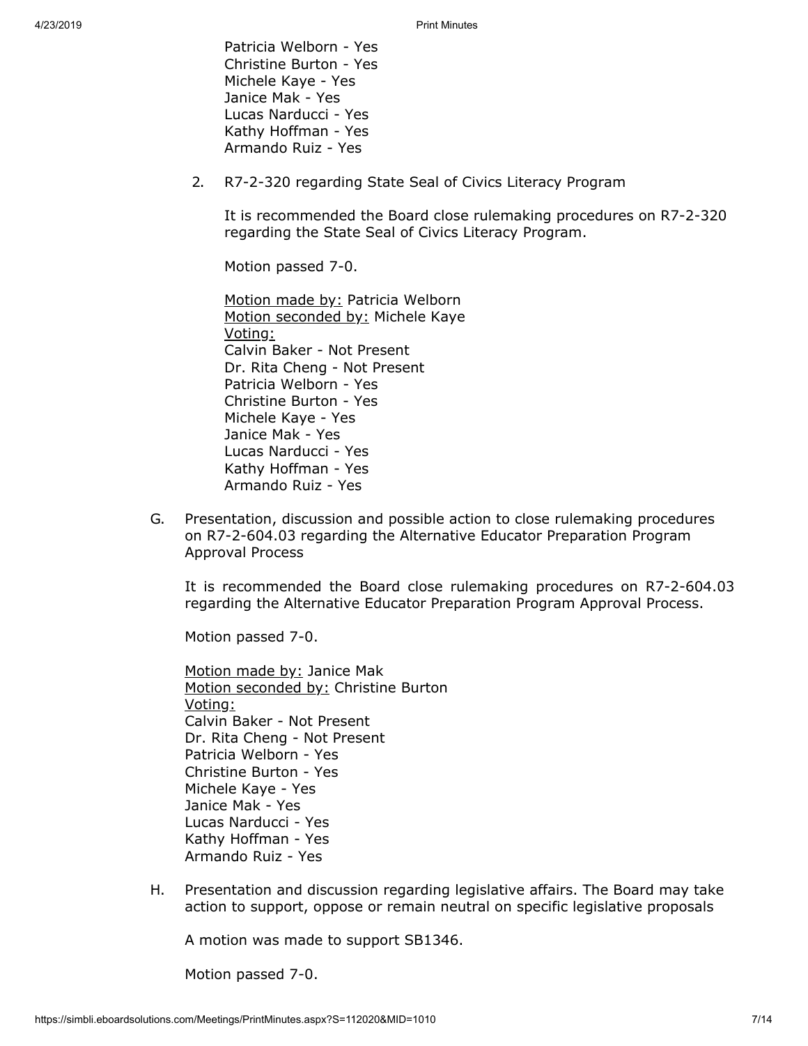Patricia Welborn - Yes
Christine Burton - Yes
Michele Kaye - Yes
Janice Mak - Yes
Lucas Narducci - Yes
Kathy Hoffman - Yes
Armando Ruiz - Yes

2. R7-2-320 regarding State Seal of Civics Literacy Program

   It is recommended the Board close rulemaking procedures on R7-2-320 regarding the State Seal of Civics Literacy Program.

   Motion passed 7-0.

   Motion made by: Patricia Welborn
   Motion seconded by: Michele Kaye
   Voting:
   Calvin Baker - Not Present
   Dr. Rita Cheng - Not Present
   Patricia Welborn - Yes
   Christine Burton - Yes
   Michele Kaye - Yes
   Janice Mak - Yes
   Lucas Narducci - Yes
   Kathy Hoffman - Yes
   Armando Ruiz - Yes

G. Presentation, discussion and possible action to close rulemaking procedures on R7-2-604.03 regarding the Alternative Educator Preparation Program Approval Process

   It is recommended the Board close rulemaking procedures on R7-2-604.03 regarding the Alternative Educator Preparation Program Approval Process.

   Motion passed 7-0.

   Motion made by: Janice Mak
   Motion seconded by: Christine Burton
   Voting:
   Calvin Baker - Not Present
   Dr. Rita Cheng - Not Present
   Patricia Welborn - Yes
   Christine Burton - Yes
   Michele Kaye - Yes
   Janice Mak - Yes
   Lucas Narducci - Yes
   Kathy Hoffman - Yes
   Armando Ruiz - Yes

H. Presentation and discussion regarding legislative affairs. The Board may take action to support, oppose or remain neutral on specific legislative proposals

   A motion was made to support SB1346.

   Motion passed 7-0.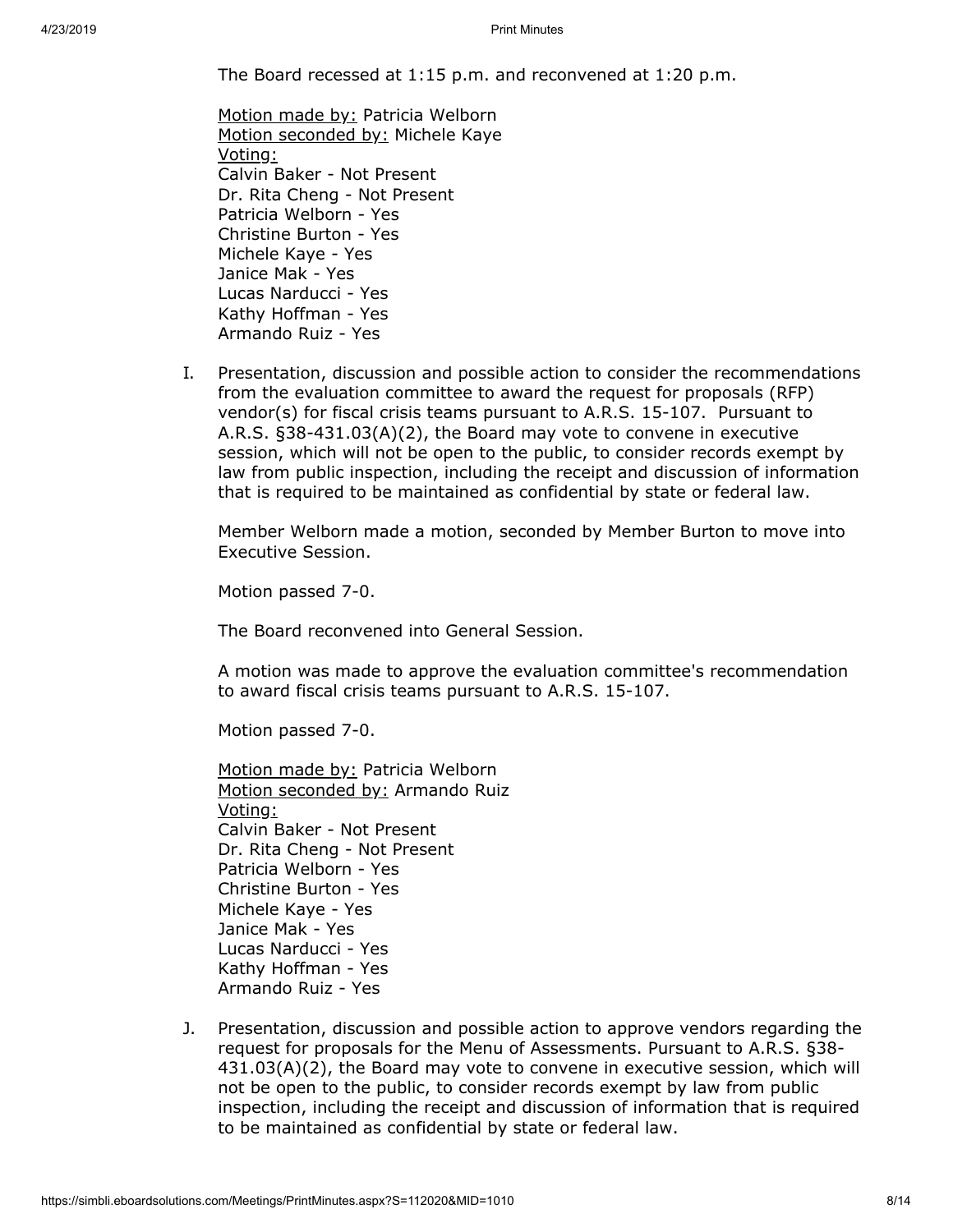The Board recessed at 1:15 p.m. and reconvened at 1:20 p.m.

Motion made by: Patricia Welborn
Motion seconded by: Michele Kaye
Voting:
Calvin Baker - Not Present
Dr. Rita Cheng - Not Present
Patricia Welborn - Yes
Christine Burton - Yes
Michele Kaye - Yes
Janice Mak - Yes
Lucas Narducci - Yes
Kathy Hoffman - Yes
Armando Ruiz - Yes

I. Presentation, discussion and possible action to consider the recommendations from the evaluation committee to award the request for proposals (RFP) vendor(s) for fiscal crisis teams pursuant to A.R.S. 15-107. Pursuant to A.R.S. §38-431.03(A)(2), the Board may vote to convene in executive session, which will not be open to the public, to consider records exempt by law from public inspection, including the receipt and discussion of information that is required to be maintained as confidential by state or federal law.

   Member Welborn made a motion, seconded by Member Burton to move into Executive Session.

   Motion passed 7-0.

   The Board reconvened into General Session.

   A motion was made to approve the evaluation committee's recommendation to award fiscal crisis teams pursuant to A.R.S. 15-107.

   Motion passed 7-0.

   Motion made by: Patricia Welborn
   Motion seconded by: Armando Ruiz
   Voting:
   Calvin Baker - Not Present
   Dr. Rita Cheng - Not Present
   Patricia Welborn - Yes
   Christine Burton - Yes
   Michele Kaye - Yes
   Janice Mak - Yes
   Lucas Narducci - Yes
   Kathy Hoffman - Yes
   Armando Ruiz - Yes

J. Presentation, discussion and possible action to approve vendors regarding the request for proposals for the Menu of Assessments. Pursuant to A.R.S. §38-431.03(A)(2), the Board may vote to convene in executive session, which will not be open to the public, to consider records exempt by law from public inspection, including the receipt and discussion of information that is required to be maintained as confidential by state or federal law.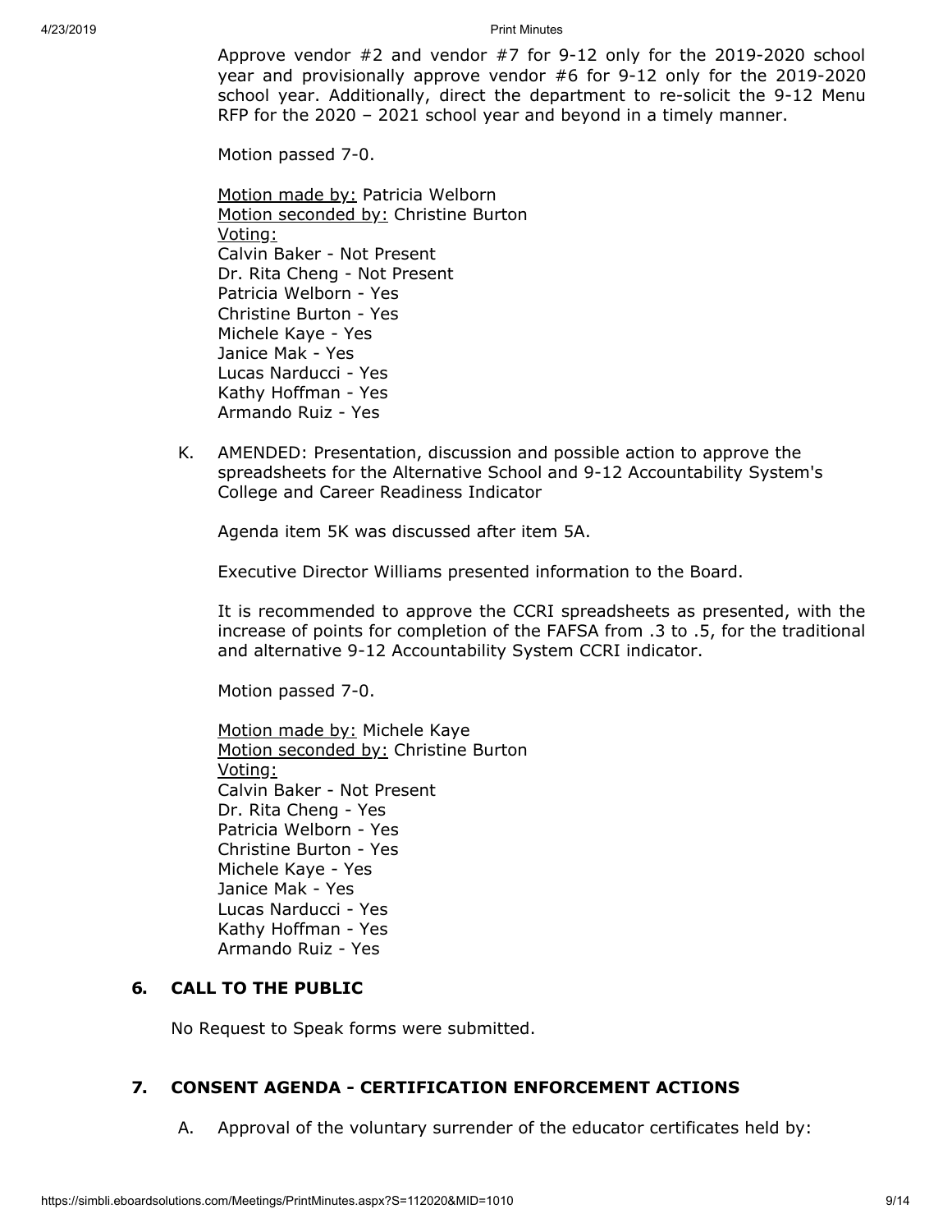Approve vendor #2 and vendor #7 for 9-12 only for the 2019-2020 school year and provisionally approve vendor #6 for 9-12 only for the 2019-2020 school year. Additionally, direct the department to re-solicit the 9-12 Menu RFP for the 2020 – 2021 school year and beyond in a timely manner.

Motion passed 7-0.

Motion made by: Patricia Welborn
Motion seconded by: Christine Burton
Voting:
Calvin Baker - Not Present
Dr. Rita Cheng - Not Present
Patricia Welborn - Yes
Christine Burton - Yes
Michele Kaye - Yes
Janice Mak - Yes
Lucas Narducci - Yes
Kathy Hoffman - Yes
Armando Ruiz - Yes

K. AMENDED: Presentation, discussion and possible action to approve the spreadsheets for the Alternative School and 9-12 Accountability System's College and Career Readiness Indicator

Agenda item 5K was discussed after item 5A.

Executive Director Williams presented information to the Board.

It is recommended to approve the CCRI spreadsheets as presented, with the increase of points for completion of the FAFSA from .3 to .5, for the traditional and alternative 9-12 Accountability System CCRI indicator.

Motion passed 7-0.

Motion made by: Michele Kaye
Motion seconded by: Christine Burton
Voting:
Calvin Baker - Not Present
Dr. Rita Cheng - Yes
Patricia Welborn - Yes
Christine Burton - Yes
Michele Kaye - Yes
Janice Mak - Yes
Lucas Narducci - Yes
Kathy Hoffman - Yes
Armando Ruiz - Yes

## 6. CALL TO THE PUBLIC

No Request to Speak forms were submitted.

## 7. CONSENT AGENDA - CERTIFICATION ENFORCEMENT ACTIONS

A. Approval of the voluntary surrender of the educator certificates held by: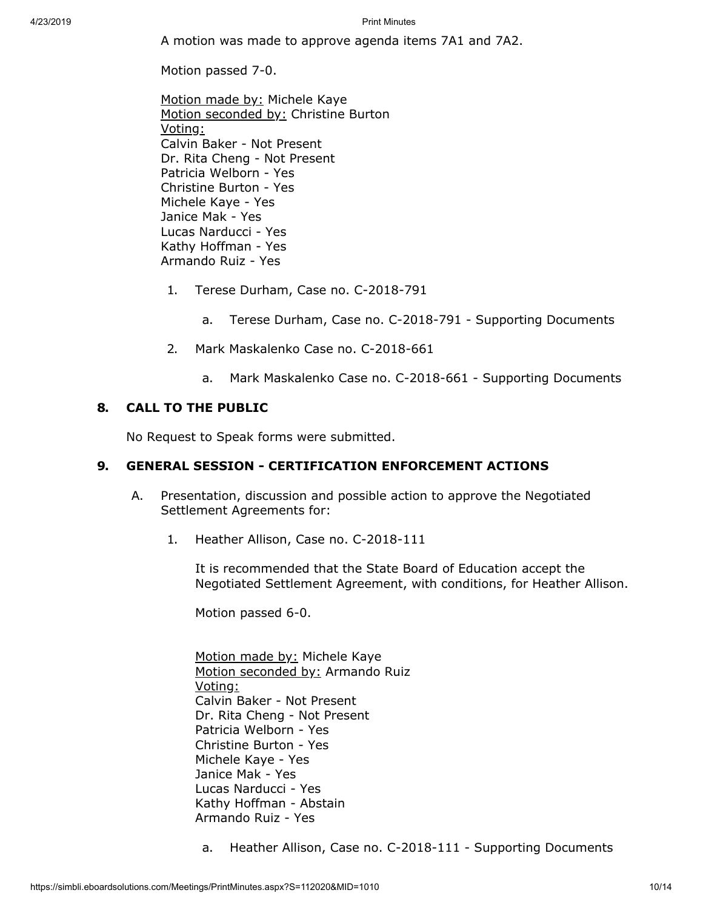A motion was made to approve agenda items 7A1 and 7A2.

Motion passed 7-0.

Motion made by: Michele Kaye
Motion seconded by: Christine Burton
Voting:
Calvin Baker - Not Present
Dr. Rita Cheng - Not Present
Patricia Welborn - Yes
Christine Burton - Yes
Michele Kaye - Yes
Janice Mak - Yes
Lucas Narducci - Yes
Kathy Hoffman - Yes
Armando Ruiz - Yes

1. Terese Durham, Case no. C-2018-791
    a. Terese Durham, Case no. C-2018-791 - Supporting Documents
2. Mark Maskalenko Case no. C-2018-661
    a. Mark Maskalenko Case no. C-2018-661 - Supporting Documents

## 8. CALL TO THE PUBLIC

No Request to Speak forms were submitted.

## 9. GENERAL SESSION - CERTIFICATION ENFORCEMENT ACTIONS

A. Presentation, discussion and possible action to approve the Negotiated Settlement Agreements for:

1. Heather Allison, Case no. C-2018-111

    It is recommended that the State Board of Education accept the Negotiated Settlement Agreement, with conditions, for Heather Allison.

    Motion passed 6-0.

    Motion made by: Michele Kaye
    Motion seconded by: Armando Ruiz
    Voting:
    Calvin Baker - Not Present
    Dr. Rita Cheng - Not Present
    Patricia Welborn - Yes
    Christine Burton - Yes
    Michele Kaye - Yes
    Janice Mak - Yes
    Lucas Narducci - Yes
    Kathy Hoffman - Abstain
    Armando Ruiz - Yes

    a. Heather Allison, Case no. C-2018-111 - Supporting Documents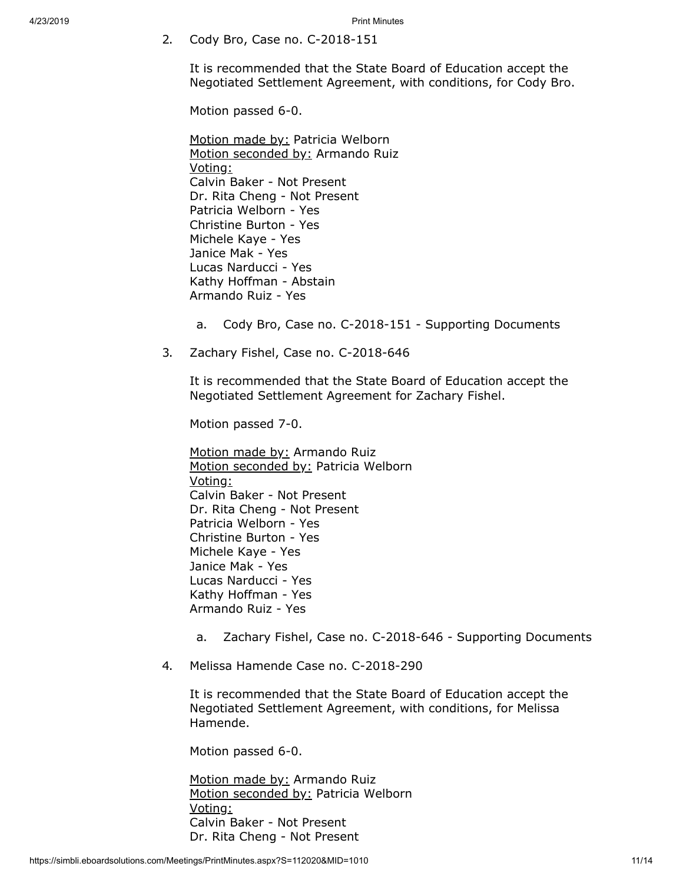2. Cody Bro, Case no. C-2018-151

   It is recommended that the State Board of Education accept the Negotiated Settlement Agreement, with conditions, for Cody Bro.

   Motion passed 6-0.

   Motion made by: Patricia Welborn
   Motion seconded by: Armando Ruiz
   Voting:
   Calvin Baker - Not Present
   Dr. Rita Cheng - Not Present
   Patricia Welborn - Yes
   Christine Burton - Yes
   Michele Kaye - Yes
   Janice Mak - Yes
   Lucas Narducci - Yes
   Kathy Hoffman - Abstain
   Armando Ruiz - Yes

   a. Cody Bro, Case no. C-2018-151 - Supporting Documents

3. Zachary Fishel, Case no. C-2018-646

   It is recommended that the State Board of Education accept the Negotiated Settlement Agreement for Zachary Fishel.

   Motion passed 7-0.

   Motion made by: Armando Ruiz
   Motion seconded by: Patricia Welborn
   Voting:
   Calvin Baker - Not Present
   Dr. Rita Cheng - Not Present
   Patricia Welborn - Yes
   Christine Burton - Yes
   Michele Kaye - Yes
   Janice Mak - Yes
   Lucas Narducci - Yes
   Kathy Hoffman - Yes
   Armando Ruiz - Yes

   a. Zachary Fishel, Case no. C-2018-646 - Supporting Documents

4. Melissa Hamende Case no. C-2018-290

   It is recommended that the State Board of Education accept the Negotiated Settlement Agreement, with conditions, for Melissa Hamende.

   Motion passed 6-0.

   Motion made by: Armando Ruiz
   Motion seconded by: Patricia Welborn
   Voting:
   Calvin Baker - Not Present
   Dr. Rita Cheng - Not Present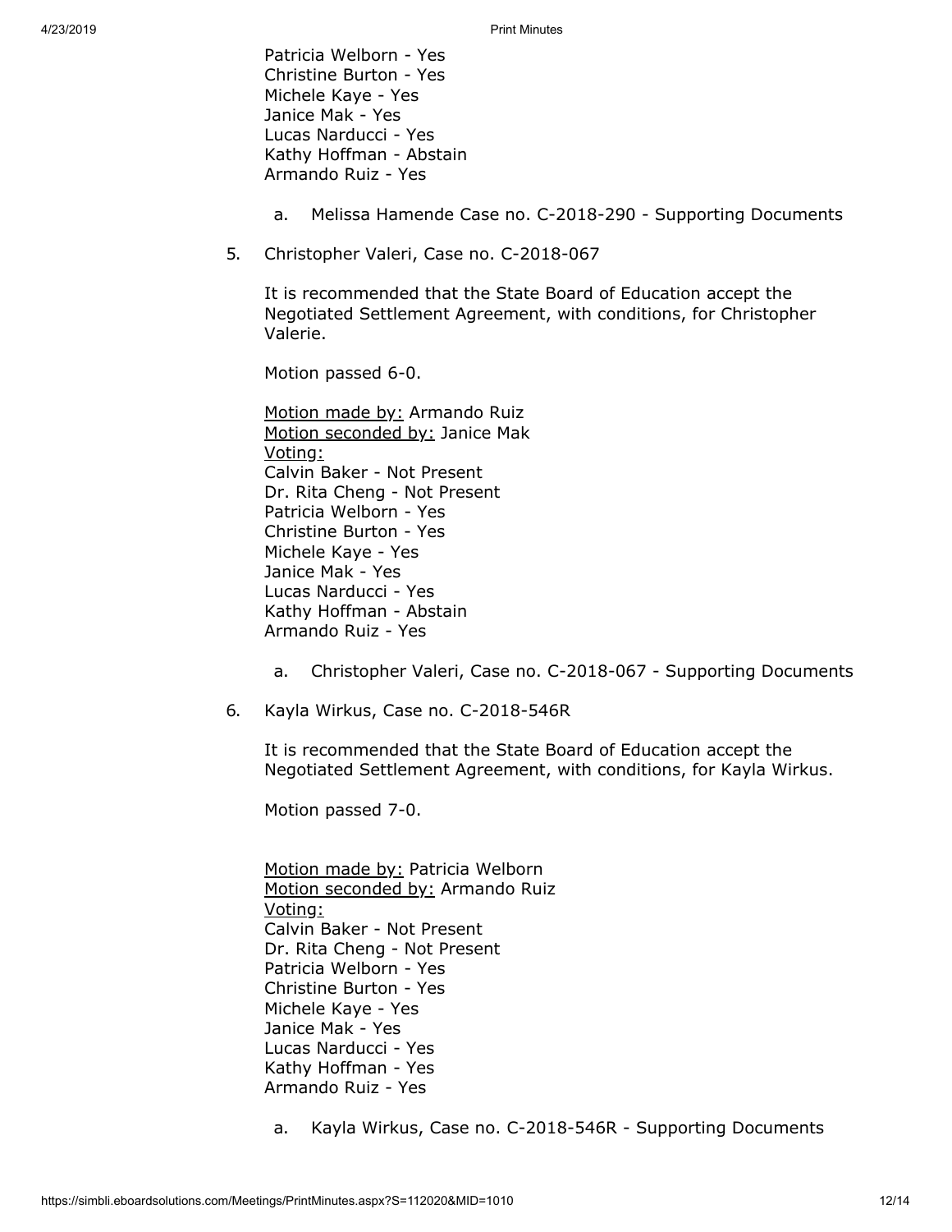Patricia Welborn - Yes
Christine Burton - Yes
Michele Kaye - Yes
Janice Mak - Yes
Lucas Narducci - Yes
Kathy Hoffman - Abstain
Armando Ruiz - Yes

a. Melissa Hamende Case no. C-2018-290 - Supporting Documents

5. Christopher Valeri, Case no. C-2018-067

It is recommended that the State Board of Education accept the Negotiated Settlement Agreement, with conditions, for Christopher Valerie.

Motion passed 6-0.

Motion made by: Armando Ruiz
Motion seconded by: Janice Mak
Voting:
Calvin Baker - Not Present
Dr. Rita Cheng - Not Present
Patricia Welborn - Yes
Christine Burton - Yes
Michele Kaye - Yes
Janice Mak - Yes
Lucas Narducci - Yes
Kathy Hoffman - Abstain
Armando Ruiz - Yes

a. Christopher Valeri, Case no. C-2018-067 - Supporting Documents

6. Kayla Wirkus, Case no. C-2018-546R

It is recommended that the State Board of Education accept the Negotiated Settlement Agreement, with conditions, for Kayla Wirkus.

Motion passed 7-0.

Motion made by: Patricia Welborn
Motion seconded by: Armando Ruiz
Voting:
Calvin Baker - Not Present
Dr. Rita Cheng - Not Present
Patricia Welborn - Yes
Christine Burton - Yes
Michele Kaye - Yes
Janice Mak - Yes
Lucas Narducci - Yes
Kathy Hoffman - Yes
Armando Ruiz - Yes

a. Kayla Wirkus, Case no. C-2018-546R - Supporting Documents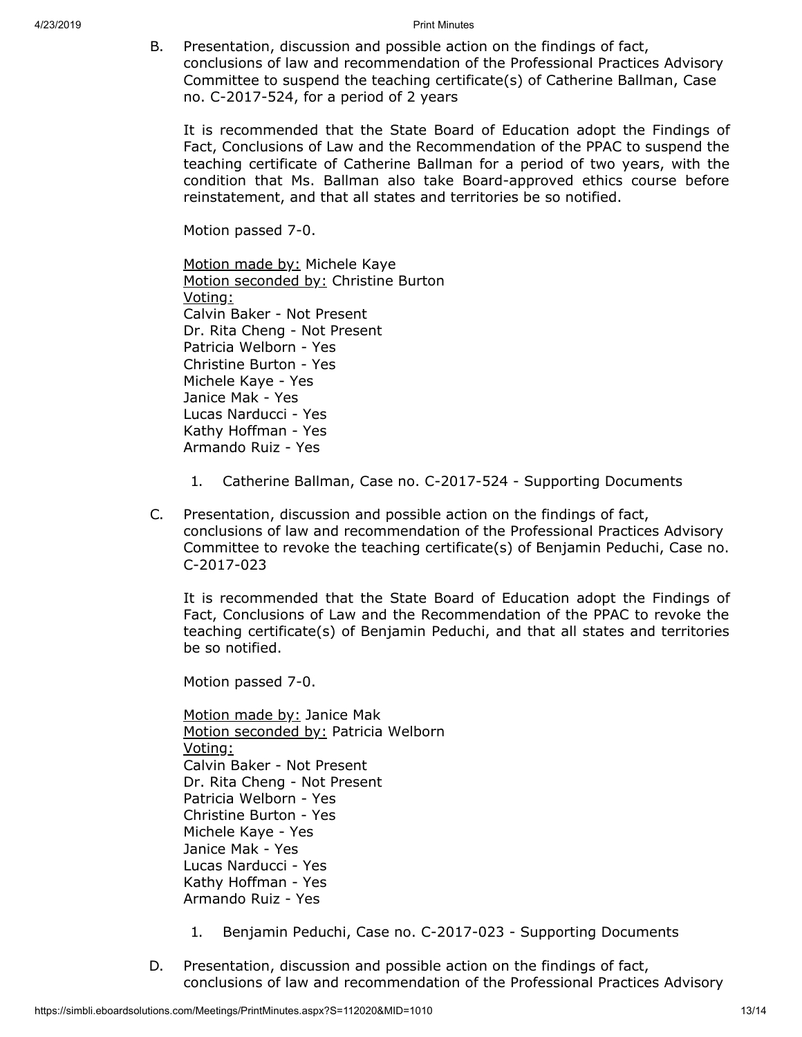B. Presentation, discussion and possible action on the findings of fact, conclusions of law and recommendation of the Professional Practices Advisory Committee to suspend the teaching certificate(s) of Catherine Ballman, Case no. C-2017-524, for a period of 2 years

It is recommended that the State Board of Education adopt the Findings of Fact, Conclusions of Law and the Recommendation of the PPAC to suspend the teaching certificate of Catherine Ballman for a period of two years, with the condition that Ms. Ballman also take Board-approved ethics course before reinstatement, and that all states and territories be so notified.

Motion passed 7-0.

Motion made by: Michele Kaye
Motion seconded by: Christine Burton
Voting:
Calvin Baker - Not Present
Dr. Rita Cheng - Not Present
Patricia Welborn - Yes
Christine Burton - Yes
Michele Kaye - Yes
Janice Mak - Yes
Lucas Narducci - Yes
Kathy Hoffman - Yes
Armando Ruiz - Yes

1. Catherine Ballman, Case no. C-2017-524 - Supporting Documents

C. Presentation, discussion and possible action on the findings of fact, conclusions of law and recommendation of the Professional Practices Advisory Committee to revoke the teaching certificate(s) of Benjamin Peduchi, Case no. C-2017-023

It is recommended that the State Board of Education adopt the Findings of Fact, Conclusions of Law and the Recommendation of the PPAC to revoke the teaching certificate(s) of Benjamin Peduchi, and that all states and territories be so notified.

Motion passed 7-0.

Motion made by: Janice Mak
Motion seconded by: Patricia Welborn
Voting:
Calvin Baker - Not Present
Dr. Rita Cheng - Not Present
Patricia Welborn - Yes
Christine Burton - Yes
Michele Kaye - Yes
Janice Mak - Yes
Lucas Narducci - Yes
Kathy Hoffman - Yes
Armando Ruiz - Yes

1. Benjamin Peduchi, Case no. C-2017-023 - Supporting Documents

D. Presentation, discussion and possible action on the findings of fact, conclusions of law and recommendation of the Professional Practices Advisory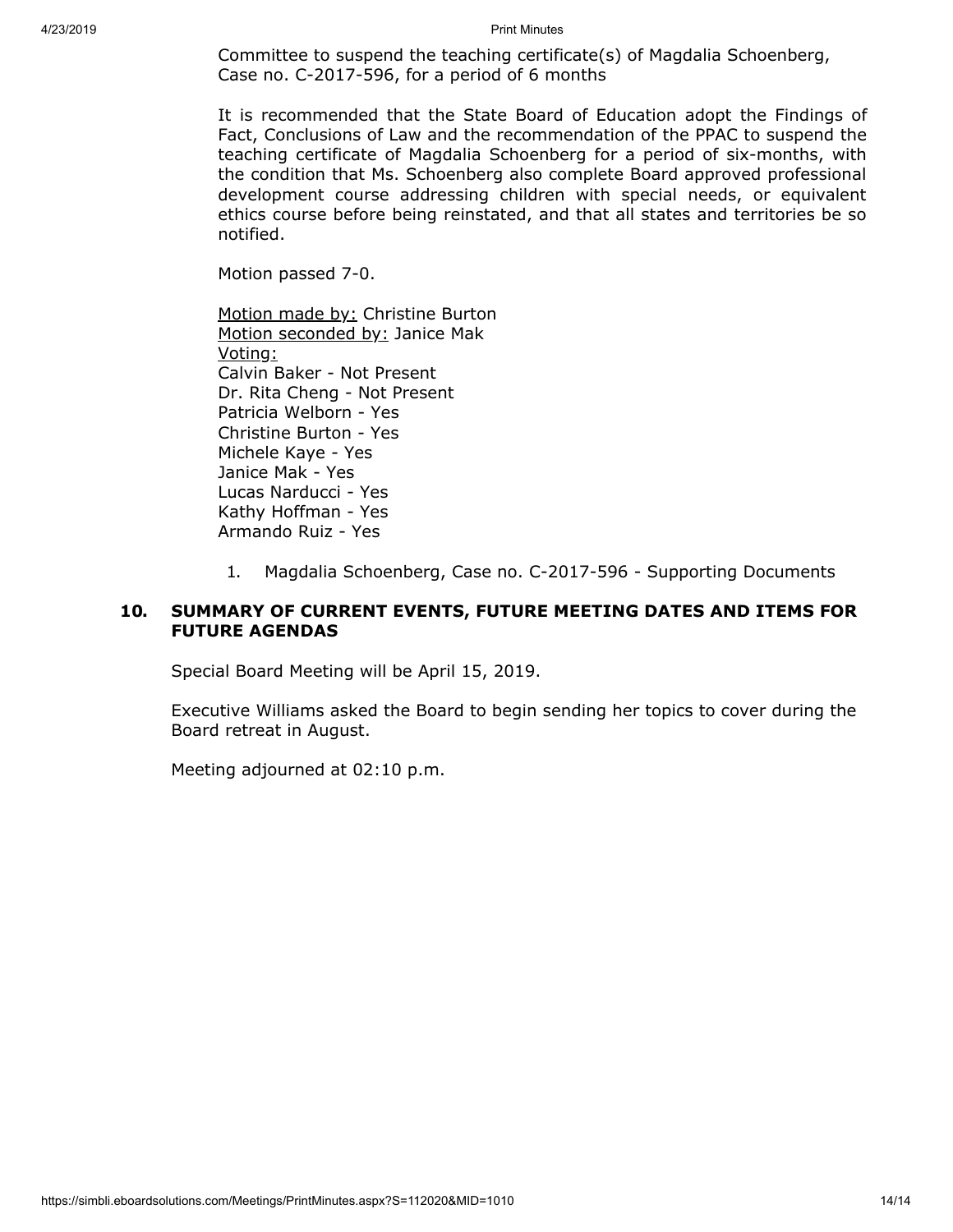Committee to suspend the teaching certificate(s) of Magdalia Schoenberg, Case no. C-2017-596, for a period of 6 months

It is recommended that the State Board of Education adopt the Findings of Fact, Conclusions of Law and the recommendation of the PPAC to suspend the teaching certificate of Magdalia Schoenberg for a period of six-months, with the condition that Ms. Schoenberg also complete Board approved professional development course addressing children with special needs, or equivalent ethics course before being reinstated, and that all states and territories be so notified.

Motion passed 7-0.

Motion made by: Christine Burton
Motion seconded by: Janice Mak
Voting:
Calvin Baker - Not Present
Dr. Rita Cheng - Not Present
Patricia Welborn - Yes
Christine Burton - Yes
Michele Kaye - Yes
Janice Mak - Yes
Lucas Narducci - Yes
Kathy Hoffman - Yes
Armando Ruiz - Yes

1. Magdalia Schoenberg, Case no. C-2017-596 - Supporting Documents

## 10. SUMMARY OF CURRENT EVENTS, FUTURE MEETING DATES AND ITEMS FOR FUTURE AGENDAS

Special Board Meeting will be April 15, 2019.

Executive Williams asked the Board to begin sending her topics to cover during the Board retreat in August.

Meeting adjourned at 02:10 p.m.